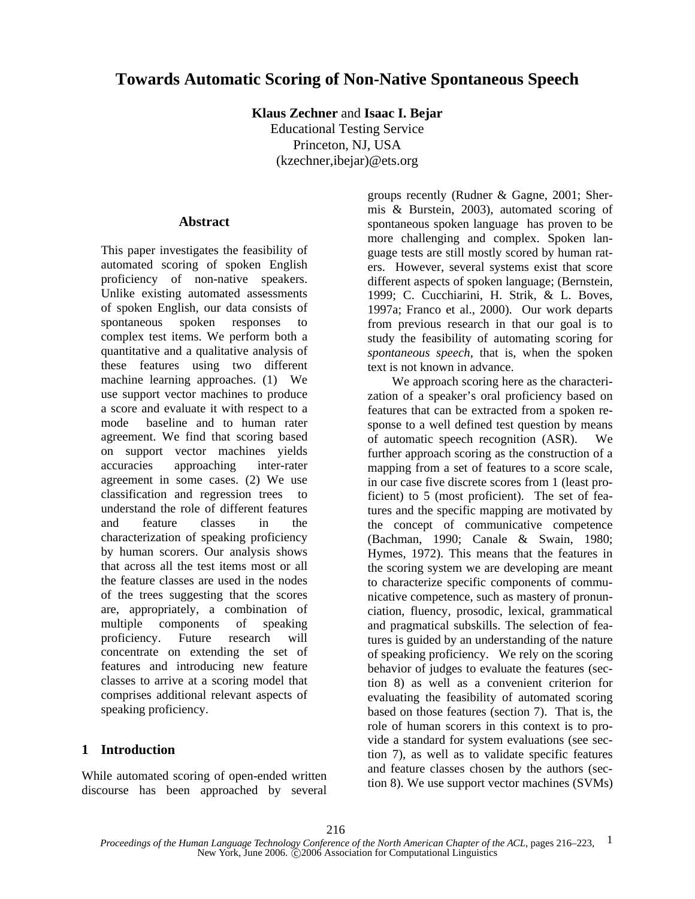# Towards Automatic Scoring of Non-Native Spontaneous Speech

**Klaus Zechner** and **Isaac I. Bejar**
Educational Testing Service
Princeton, NJ, USA
(kzechner,ibejar)@ets.org

## Abstract

This paper investigates the feasibility of automated scoring of spoken English proficiency of non-native speakers. Unlike existing automated assessments of spoken English, our data consists of spontaneous spoken responses to complex test items. We perform both a quantitative and a qualitative analysis of these features using two different machine learning approaches. (1) We use support vector machines to produce a score and evaluate it with respect to a mode baseline and to human rater agreement. We find that scoring based on support vector machines yields accuracies approaching inter-rater agreement in some cases. (2) We use classification and regression trees to understand the role of different features and feature classes in the characterization of speaking proficiency by human scorers. Our analysis shows that across all the test items most or all the feature classes are used in the nodes of the trees suggesting that the scores are, appropriately, a combination of multiple components of speaking proficiency. Future research will concentrate on extending the set of features and introducing new feature classes to arrive at a scoring model that comprises additional relevant aspects of speaking proficiency.

## 1 Introduction

While automated scoring of open-ended written discourse has been approached by several groups recently (Rudner & Gagne, 2001; Shermis & Burstein, 2003), automated scoring of spontaneous spoken language has proven to be more challenging and complex. Spoken language tests are still mostly scored by human raters. However, several systems exist that score different aspects of spoken language; (Bernstein, 1999; C. Cucchiarini, H. Strik, & L. Boves, 1997a; Franco et al., 2000). Our work departs from previous research in that our goal is to study the feasibility of automating scoring for *spontaneous speech*, that is, when the spoken text is not known in advance.

We approach scoring here as the characterization of a speaker's oral proficiency based on features that can be extracted from a spoken response to a well defined test question by means of automatic speech recognition (ASR). We further approach scoring as the construction of a mapping from a set of features to a score scale, in our case five discrete scores from 1 (least proficient) to 5 (most proficient). The set of features and the specific mapping are motivated by the concept of communicative competence (Bachman, 1990; Canale & Swain, 1980; Hymes, 1972). This means that the features in the scoring system we are developing are meant to characterize specific components of communicative competence, such as mastery of pronunciation, fluency, prosodic, lexical, grammatical and pragmatical subskills. The selection of features is guided by an understanding of the nature of speaking proficiency. We rely on the scoring behavior of judges to evaluate the features (section 8) as well as a convenient criterion for evaluating the feasibility of automated scoring based on those features (section 7). That is, the role of human scorers in this context is to provide a standard for system evaluations (see section 7), as well as to validate specific features and feature classes chosen by the authors (section 8). We use support vector machines (SVMs)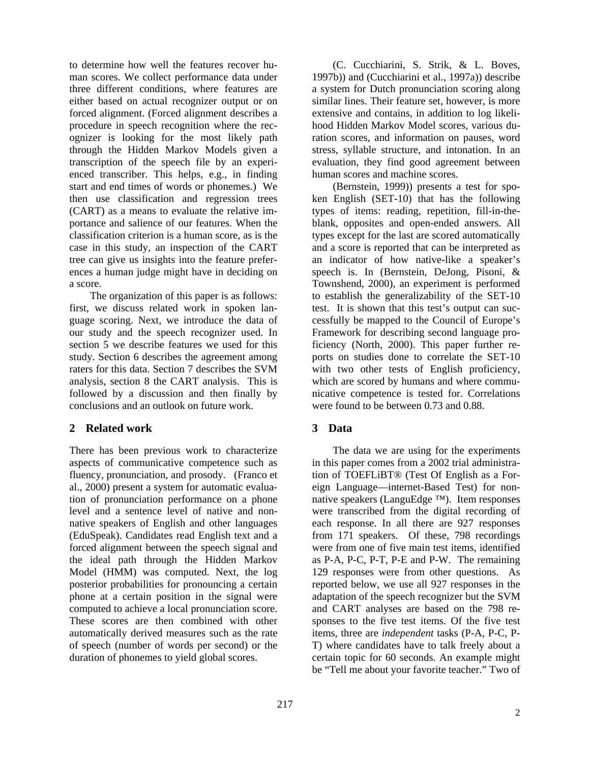to determine how well the features recover human scores. We collect performance data under three different conditions, where features are either based on actual recognizer output or on forced alignment. (Forced alignment describes a procedure in speech recognition where the recognizer is looking for the most likely path through the Hidden Markov Models given a transcription of the speech file by an experienced transcriber. This helps, e.g., in finding start and end times of words or phonemes.) We then use classification and regression trees (CART) as a means to evaluate the relative importance and salience of our features. When the classification criterion is a human score, as is the case in this study, an inspection of the CART tree can give us insights into the feature preferences a human judge might have in deciding on a score.

The organization of this paper is as follows: first, we discuss related work in spoken language scoring. Next, we introduce the data of our study and the speech recognizer used. In section 5 we describe features we used for this study. Section 6 describes the agreement among raters for this data. Section 7 describes the SVM analysis, section 8 the CART analysis. This is followed by a discussion and then finally by conclusions and an outlook on future work.

## 2 Related work

There has been previous work to characterize aspects of communicative competence such as fluency, pronunciation, and prosody. (Franco et al., 2000) present a system for automatic evaluation of pronunciation performance on a phone level and a sentence level of native and nonnative speakers of English and other languages (EduSpeak). Candidates read English text and a forced alignment between the speech signal and the ideal path through the Hidden Markov Model (HMM) was computed. Next, the log posterior probabilities for pronouncing a certain phone at a certain position in the signal were computed to achieve a local pronunciation score. These scores are then combined with other automatically derived measures such as the rate of speech (number of words per second) or the duration of phonemes to yield global scores.

(C. Cucchiarini, S. Strik, & L. Boves, 1997b)) and (Cucchiarini et al., 1997a)) describe a system for Dutch pronunciation scoring along similar lines. Their feature set, however, is more extensive and contains, in addition to log likelihood Hidden Markov Model scores, various duration scores, and information on pauses, word stress, syllable structure, and intonation. In an evaluation, they find good agreement between human scores and machine scores.

(Bernstein, 1999)) presents a test for spoken English (SET-10) that has the following types of items: reading, repetition, fill-in-the-blank, opposites and open-ended answers. All types except for the last are scored automatically and a score is reported that can be interpreted as an indicator of how native-like a speaker's speech is. In (Bernstein, DeJong, Pisoni, & Townshend, 2000), an experiment is performed to establish the generalizability of the SET-10 test. It is shown that this test's output can successfully be mapped to the Council of Europe's Framework for describing second language proficiency (North, 2000). This paper further reports on studies done to correlate the SET-10 with two other tests of English proficiency, which are scored by humans and where communicative competence is tested for. Correlations were found to be between 0.73 and 0.88.

## 3 Data

The data we are using for the experiments in this paper comes from a 2002 trial administration of TOEFLiBT® (Test Of English as a Foreign Language—internet-Based Test) for nonnative speakers (LanguEdge ™). Item responses were transcribed from the digital recording of each response. In all there are 927 responses from 171 speakers. Of these, 798 recordings were from one of five main test items, identified as P-A, P-C, P-T, P-E and P-W. The remaining 129 responses were from other questions. As reported below, we use all 927 responses in the adaptation of the speech recognizer but the SVM and CART analyses are based on the 798 responses to the five test items. Of the five test items, three are *independent* tasks (P-A, P-C, P-T) where candidates have to talk freely about a certain topic for 60 seconds. An example might be "Tell me about your favorite teacher." Two of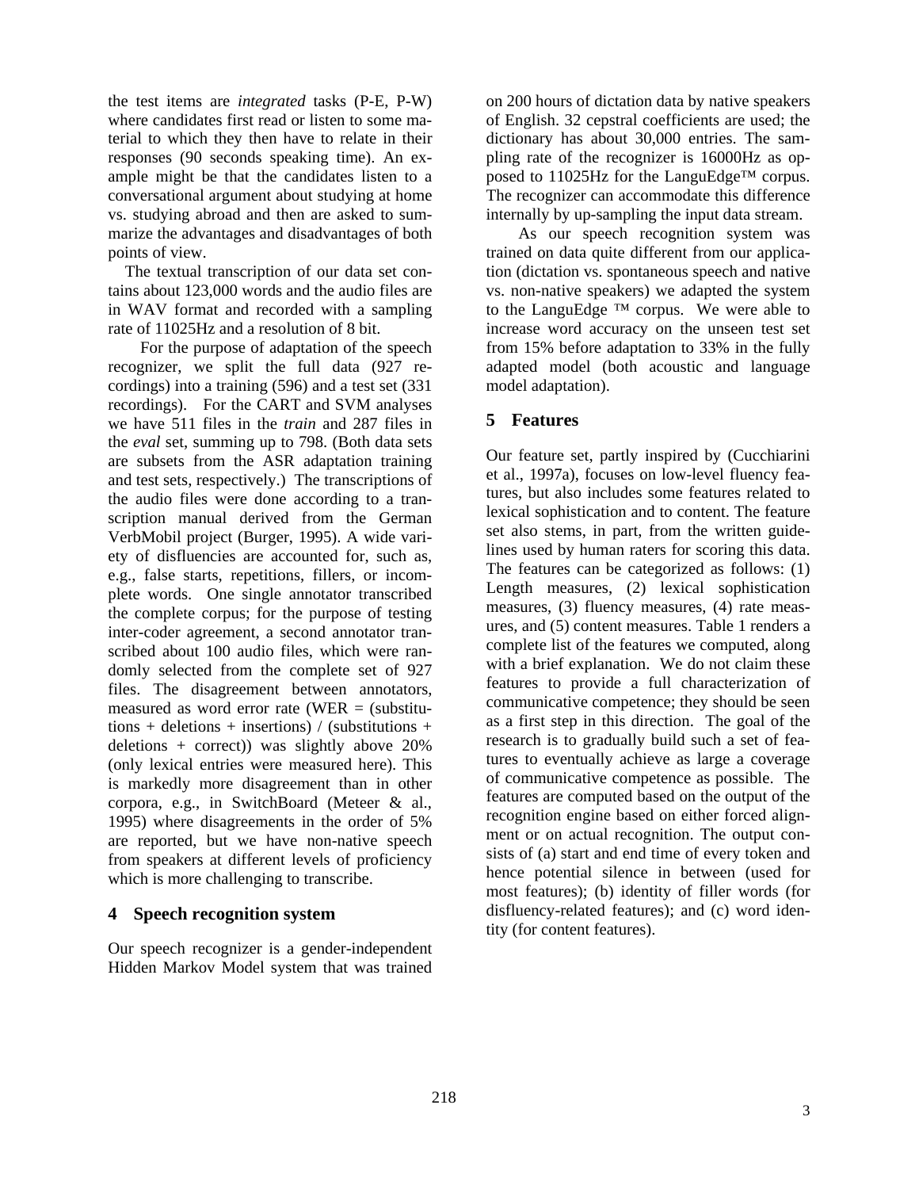the test items are *integrated* tasks (P-E, P-W) where candidates first read or listen to some material to which they then have to relate in their responses (90 seconds speaking time). An example might be that the candidates listen to a conversational argument about studying at home vs. studying abroad and then are asked to summarize the advantages and disadvantages of both points of view.

The textual transcription of our data set contains about 123,000 words and the audio files are in WAV format and recorded with a sampling rate of 11025Hz and a resolution of 8 bit.

For the purpose of adaptation of the speech recognizer, we split the full data (927 recordings) into a training (596) and a test set (331 recordings). For the CART and SVM analyses we have 511 files in the *train* and 287 files in the *eval* set, summing up to 798. (Both data sets are subsets from the ASR adaptation training and test sets, respectively.) The transcriptions of the audio files were done according to a transcription manual derived from the German VerbMobil project (Burger, 1995). A wide variety of disfluencies are accounted for, such as, e.g., false starts, repetitions, fillers, or incomplete words. One single annotator transcribed the complete corpus; for the purpose of testing inter-coder agreement, a second annotator transcribed about 100 audio files, which were randomly selected from the complete set of 927 files. The disagreement between annotators, measured as word error rate (WER = (substitutions + deletions + insertions) / (substitutions + deletions + correct)) was slightly above 20% (only lexical entries were measured here). This is markedly more disagreement than in other corpora, e.g., in SwitchBoard (Meteer & al., 1995) where disagreements in the order of 5% are reported, but we have non-native speech from speakers at different levels of proficiency which is more challenging to transcribe.

## 4 Speech recognition system

Our speech recognizer is a gender-independent Hidden Markov Model system that was trained on 200 hours of dictation data by native speakers of English. 32 cepstral coefficients are used; the dictionary has about 30,000 entries. The sampling rate of the recognizer is 16000Hz as opposed to 11025Hz for the LanguEdge™ corpus. The recognizer can accommodate this difference internally by up-sampling the input data stream.

As our speech recognition system was trained on data quite different from our application (dictation vs. spontaneous speech and native vs. non-native speakers) we adapted the system to the LanguEdge ™ corpus. We were able to increase word accuracy on the unseen test set from 15% before adaptation to 33% in the fully adapted model (both acoustic and language model adaptation).

## 5 Features

Our feature set, partly inspired by (Cucchiarini et al., 1997a), focuses on low-level fluency features, but also includes some features related to lexical sophistication and to content. The feature set also stems, in part, from the written guidelines used by human raters for scoring this data. The features can be categorized as follows: (1) Length measures, (2) lexical sophistication measures, (3) fluency measures, (4) rate measures, and (5) content measures. Table 1 renders a complete list of the features we computed, along with a brief explanation. We do not claim these features to provide a full characterization of communicative competence; they should be seen as a first step in this direction. The goal of the research is to gradually build such a set of features to eventually achieve as large a coverage of communicative competence as possible. The features are computed based on the output of the recognition engine based on either forced alignment or on actual recognition. The output consists of (a) start and end time of every token and hence potential silence in between (used for most features); (b) identity of filler words (for disfluency-related features); and (c) word identity (for content features).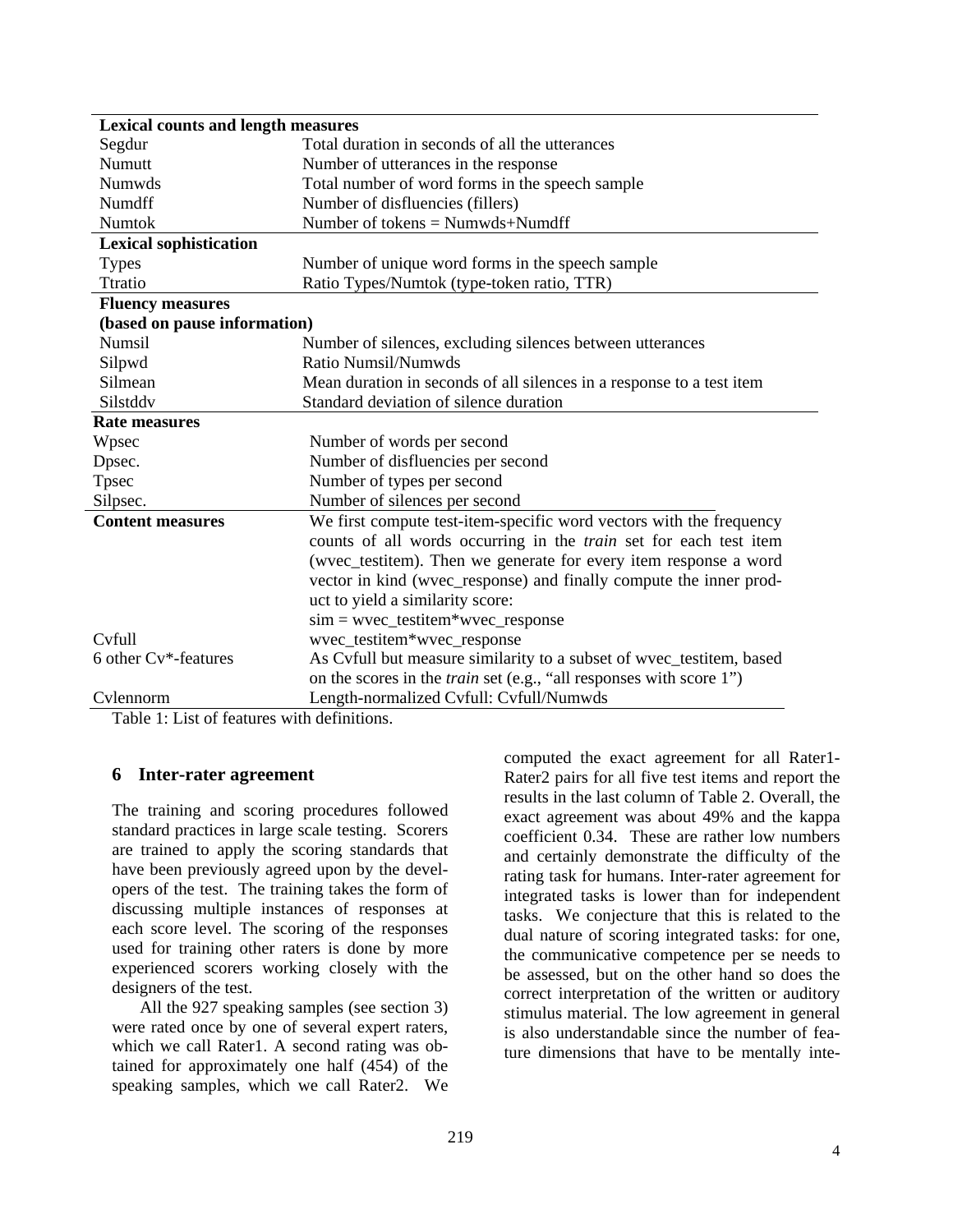| **Lexical counts and length measures** | |
|---|---|
| Segdur | Total duration in seconds of all the utterances |
| Numutt | Number of utterances in the response |
| Numwds | Total number of word forms in the speech sample |
| Numdff | Number of disfluencies (fillers) |
| Numtok | Number of tokens = Numwds+Numdff |
| **Lexical sophistication** | |
| Types | Number of unique word forms in the speech sample |
| Ttratio | Ratio Types/Numtok (type-token ratio, TTR) |
| **Fluency measures (based on pause information)** | |
| Numsil | Number of silences, excluding silences between utterances |
| Silpwd | Ratio Numsil/Numwds |
| Silmean | Mean duration in seconds of all silences in a response to a test item |
| Silstddv | Standard deviation of silence duration |
| **Rate measures** | |
| Wpsec | Number of words per second |
| Dpsec. | Number of disfluencies per second |
| Tpsec | Number of types per second |
| Silpsec. | Number of silences per second |
| **Content measures** | We first compute test-item-specific word vectors with the frequency counts of all words occurring in the *train* set for each test item (wvec_testitem). Then we generate for every item response a word vector in kind (wvec_response) and finally compute the inner product to yield a similarity score: sim = wvec_testitem*wvec_response |
| Cvfull | wvec_testitem*wvec_response |
| 6 other Cv*-features | As Cvfull but measure similarity to a subset of wvec_testitem, based on the scores in the *train* set (e.g., "all responses with score 1") |
| Cvlennorm | Length-normalized Cvfull: Cvfull/Numwds |

Table 1: List of features with definitions.

## 6 Inter-rater agreement

The training and scoring procedures followed standard practices in large scale testing. Scorers are trained to apply the scoring standards that have been previously agreed upon by the developers of the test. The training takes the form of discussing multiple instances of responses at each score level. The scoring of the responses used for training other raters is done by more experienced scorers working closely with the designers of the test.

All the 927 speaking samples (see section 3) were rated once by one of several expert raters, which we call Rater1. A second rating was obtained for approximately one half (454) of the speaking samples, which we call Rater2. We computed the exact agreement for all Rater1-Rater2 pairs for all five test items and report the results in the last column of Table 2. Overall, the exact agreement was about 49% and the kappa coefficient 0.34. These are rather low numbers and certainly demonstrate the difficulty of the rating task for humans. Inter-rater agreement for integrated tasks is lower than for independent tasks. We conjecture that this is related to the dual nature of scoring integrated tasks: for one, the communicative competence per se needs to be assessed, but on the other hand so does the correct interpretation of the written or auditory stimulus material. The low agreement in general is also understandable since the number of feature dimensions that have to be mentally inte-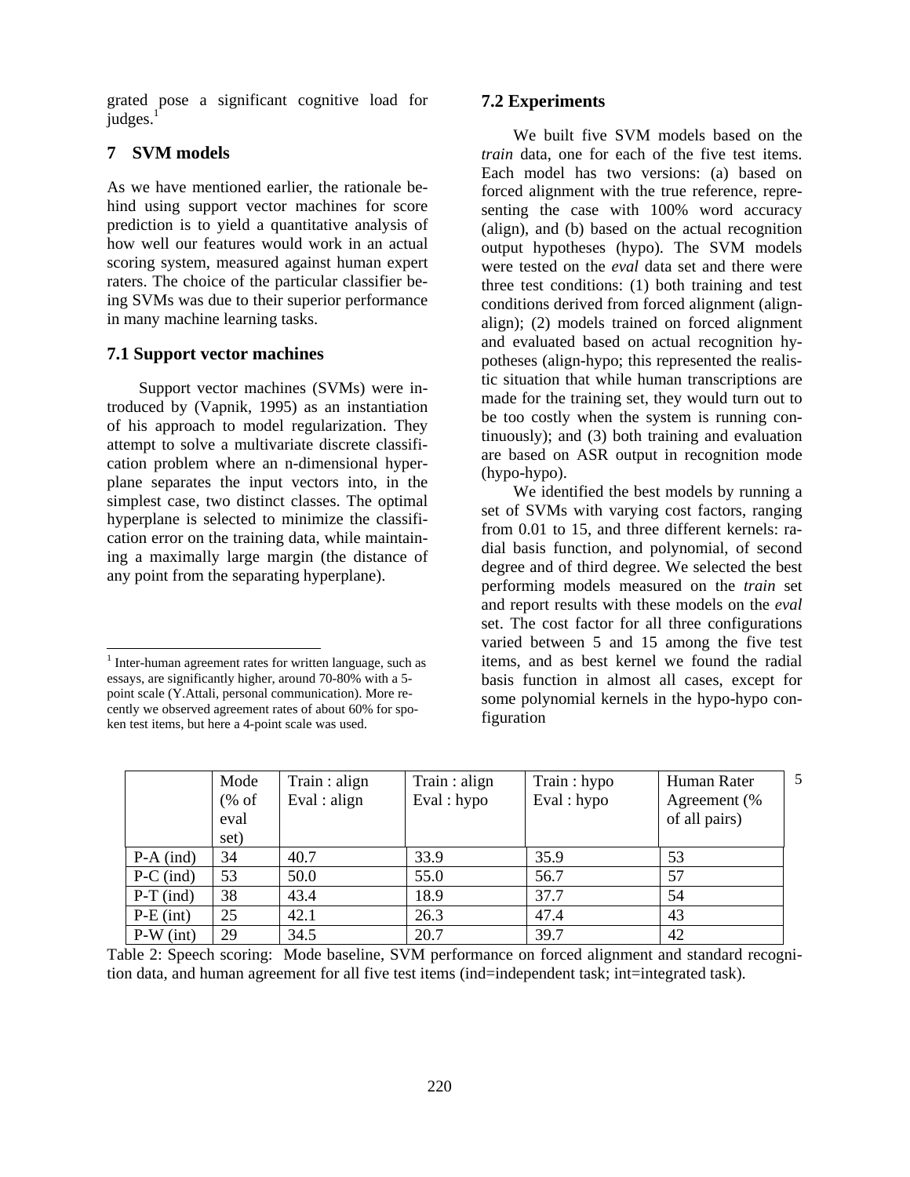grated pose a significant cognitive load for judges.[1]

## 7 SVM models

As we have mentioned earlier, the rationale behind using support vector machines for score prediction is to yield a quantitative analysis of how well our features would work in an actual scoring system, measured against human expert raters. The choice of the particular classifier being SVMs was due to their superior performance in many machine learning tasks.

### 7.1 Support vector machines

Support vector machines (SVMs) were introduced by (Vapnik, 1995) as an instantiation of his approach to model regularization. They attempt to solve a multivariate discrete classification problem where an n-dimensional hyperplane separates the input vectors into, in the simplest case, two distinct classes. The optimal hyperplane is selected to minimize the classification error on the training data, while maintaining a maximally large margin (the distance of any point from the separating hyperplane).

[1] Inter-human agreement rates for written language, such as essays, are significantly higher, around 70-80% with a 5-point scale (Y.Attali, personal communication). More recently we observed agreement rates of about 60% for spoken test items, but here a 4-point scale was used.

### 7.2 Experiments

We built five SVM models based on the *train* data, one for each of the five test items. Each model has two versions: (a) based on forced alignment with the true reference, representing the case with 100% word accuracy (align), and (b) based on the actual recognition output hypotheses (hypo). The SVM models were tested on the *eval* data set and there were three test conditions: (1) both training and test conditions derived from forced alignment (align-align); (2) models trained on forced alignment and evaluated based on actual recognition hypotheses (align-hypo; this represented the realistic situation that while human transcriptions are made for the training set, they would turn out to be too costly when the system is running continuously); and (3) both training and evaluation are based on ASR output in recognition mode (hypo-hypo).

We identified the best models by running a set of SVMs with varying cost factors, ranging from 0.01 to 15, and three different kernels: radial basis function, and polynomial, of second degree and of third degree. We selected the best performing models measured on the *train* set and report results with these models on the *eval* set. The cost factor for all three configurations varied between 5 and 15 among the five test items, and as best kernel we found the radial basis function in almost all cases, except for some polynomial kernels in the hypo-hypo configuration

| | Mode (% of eval set) | Train : align Eval : align | Train : align Eval : hypo | Train : hypo Eval : hypo | Human Rater Agreement (% of all pairs) |
|---|---|---|---|---|---|
| P-A (ind) | 34 | 40.7 | 33.9 | 35.9 | 53 |
| P-C (ind) | 53 | 50.0 | 55.0 | 56.7 | 57 |
| P-T (ind) | 38 | 43.4 | 18.9 | 37.7 | 54 |
| P-E (int) | 25 | 42.1 | 26.3 | 47.4 | 43 |
| P-W (int) | 29 | 34.5 | 20.7 | 39.7 | 42 |

Table 2: Speech scoring: Mode baseline, SVM performance on forced alignment and standard recognition data, and human agreement for all five test items (ind=independent task; int=integrated task).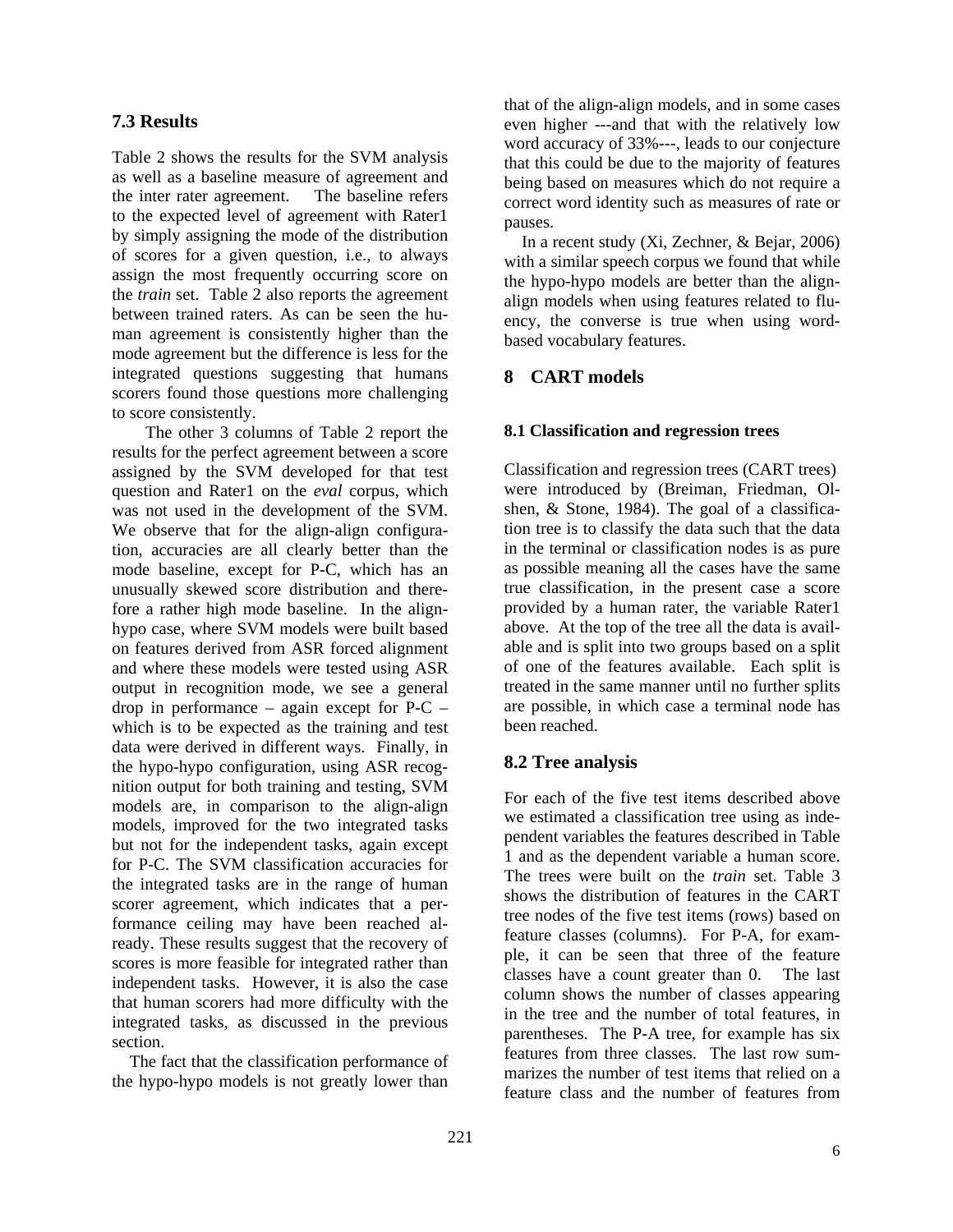### 7.3 Results

Table 2 shows the results for the SVM analysis as well as a baseline measure of agreement and the inter rater agreement. The baseline refers to the expected level of agreement with Rater1 by simply assigning the mode of the distribution of scores for a given question, i.e., to always assign the most frequently occurring score on the *train* set. Table 2 also reports the agreement between trained raters. As can be seen the human agreement is consistently higher than the mode agreement but the difference is less for the integrated questions suggesting that humans scorers found those questions more challenging to score consistently.

The other 3 columns of Table 2 report the results for the perfect agreement between a score assigned by the SVM developed for that test question and Rater1 on the *eval* corpus, which was not used in the development of the SVM. We observe that for the align-align configuration, accuracies are all clearly better than the mode baseline, except for P-C, which has an unusually skewed score distribution and therefore a rather high mode baseline. In the align-hypo case, where SVM models were built based on features derived from ASR forced alignment and where these models were tested using ASR output in recognition mode, we see a general drop in performance – again except for P-C – which is to be expected as the training and test data were derived in different ways. Finally, in the hypo-hypo configuration, using ASR recognition output for both training and testing, SVM models are, in comparison to the align-align models, improved for the two integrated tasks but not for the independent tasks, again except for P-C. The SVM classification accuracies for the integrated tasks are in the range of human scorer agreement, which indicates that a performance ceiling may have been reached already. These results suggest that the recovery of scores is more feasible for integrated rather than independent tasks. However, it is also the case that human scorers had more difficulty with the integrated tasks, as discussed in the previous section.

The fact that the classification performance of the hypo-hypo models is not greatly lower than that of the align-align models, and in some cases even higher ---and that with the relatively low word accuracy of 33%---, leads to our conjecture that this could be due to the majority of features being based on measures which do not require a correct word identity such as measures of rate or pauses.

In a recent study (Xi, Zechner, & Bejar, 2006) with a similar speech corpus we found that while the hypo-hypo models are better than the align-align models when using features related to fluency, the converse is true when using word-based vocabulary features.

## 8 CART models

### 8.1 Classification and regression trees

Classification and regression trees (CART trees) were introduced by (Breiman, Friedman, Olshen, & Stone, 1984). The goal of a classification tree is to classify the data such that the data in the terminal or classification nodes is as pure as possible meaning all the cases have the same true classification, in the present case a score provided by a human rater, the variable Rater1 above. At the top of the tree all the data is available and is split into two groups based on a split of one of the features available. Each split is treated in the same manner until no further splits are possible, in which case a terminal node has been reached.

### 8.2 Tree analysis

For each of the five test items described above we estimated a classification tree using as independent variables the features described in Table 1 and as the dependent variable a human score. The trees were built on the *train* set. Table 3 shows the distribution of features in the CART tree nodes of the five test items (rows) based on feature classes (columns). For P-A, for example, it can be seen that three of the feature classes have a count greater than 0. The last column shows the number of classes appearing in the tree and the number of total features, in parentheses. The P-A tree, for example has six features from three classes. The last row summarizes the number of test items that relied on a feature class and the number of features from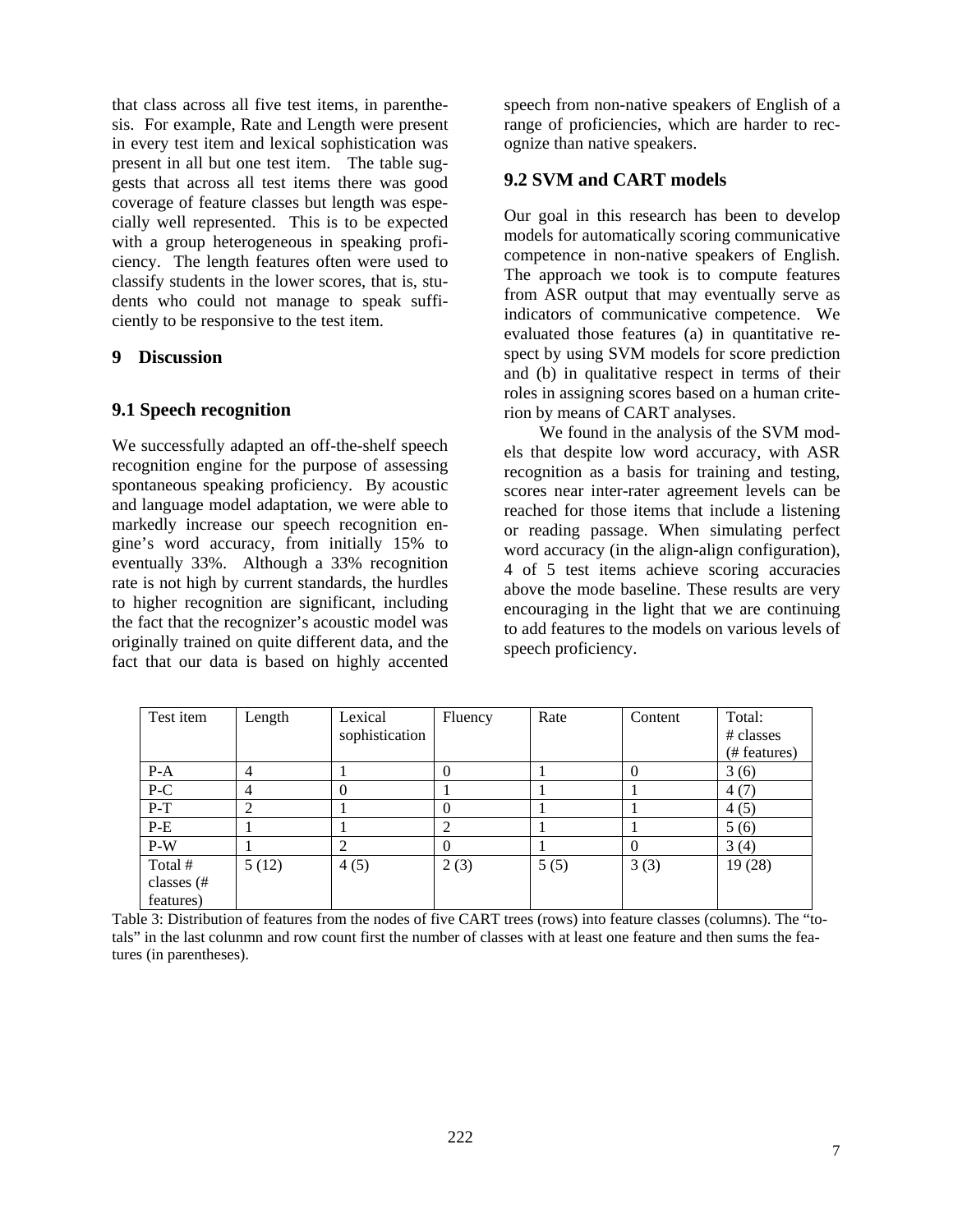that class across all five test items, in parenthesis. For example, Rate and Length were present in every test item and lexical sophistication was present in all but one test item. The table suggests that across all test items there was good coverage of feature classes but length was especially well represented. This is to be expected with a group heterogeneous in speaking proficiency. The length features often were used to classify students in the lower scores, that is, students who could not manage to speak sufficiently to be responsive to the test item.

## 9 Discussion

### 9.1 Speech recognition

We successfully adapted an off-the-shelf speech recognition engine for the purpose of assessing spontaneous speaking proficiency. By acoustic and language model adaptation, we were able to markedly increase our speech recognition engine's word accuracy, from initially 15% to eventually 33%. Although a 33% recognition rate is not high by current standards, the hurdles to higher recognition are significant, including the fact that the recognizer's acoustic model was originally trained on quite different data, and the fact that our data is based on highly accented speech from non-native speakers of English of a range of proficiencies, which are harder to recognize than native speakers.

### 9.2 SVM and CART models

Our goal in this research has been to develop models for automatically scoring communicative competence in non-native speakers of English. The approach we took is to compute features from ASR output that may eventually serve as indicators of communicative competence. We evaluated those features (a) in quantitative respect by using SVM models for score prediction and (b) in qualitative respect in terms of their roles in assigning scores based on a human criterion by means of CART analyses.

We found in the analysis of the SVM models that despite low word accuracy, with ASR recognition as a basis for training and testing, scores near inter-rater agreement levels can be reached for those items that include a listening or reading passage. When simulating perfect word accuracy (in the align-align configuration), 4 of 5 test items achieve scoring accuracies above the mode baseline. These results are very encouraging in the light that we are continuing to add features to the models on various levels of speech proficiency.

| Test item | Length | Lexical sophistication | Fluency | Rate | Content | Total: # classes (# features) |
|---|---|---|---|---|---|---|
| P-A | 4 | 1 | 0 | 1 | 0 | 3 (6) |
| P-C | 4 | 0 | 1 | 1 | 1 | 4 (7) |
| P-T | 2 | 1 | 0 | 1 | 1 | 4 (5) |
| P-E | 1 | 1 | 2 | 1 | 1 | 5 (6) |
| P-W | 1 | 2 | 0 | 1 | 0 | 3 (4) |
| Total # classes (# features) | 5 (12) | 4 (5) | 2 (3) | 5 (5) | 3 (3) | 19 (28) |

Table 3: Distribution of features from the nodes of five CART trees (rows) into feature classes (columns). The "totals" in the last colunmn and row count first the number of classes with at least one feature and then sums the features (in parentheses).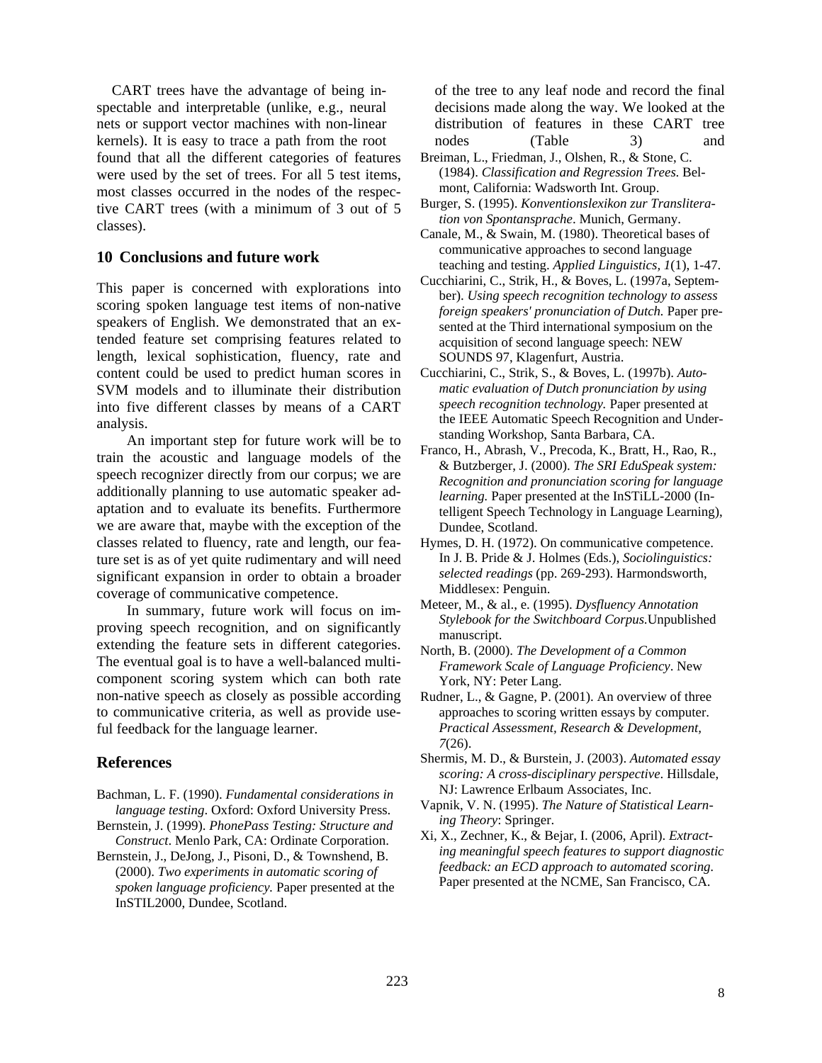CART trees have the advantage of being inspectable and interpretable (unlike, e.g., neural nets or support vector machines with non-linear kernels). It is easy to trace a path from the root of the tree to any leaf node and record the final decisions made along the way. We looked at the distribution of features in these CART tree nodes (Table 3) and found that all the different categories of features were used by the set of trees. For all 5 test items, most classes occurred in the nodes of the respective CART trees (with a minimum of 3 out of 5 classes).

## 10 Conclusions and future work

This paper is concerned with explorations into scoring spoken language test items of non-native speakers of English. We demonstrated that an extended feature set comprising features related to length, lexical sophistication, fluency, rate and content could be used to predict human scores in SVM models and to illuminate their distribution into five different classes by means of a CART analysis.

An important step for future work will be to train the acoustic and language models of the speech recognizer directly from our corpus; we are additionally planning to use automatic speaker adaptation and to evaluate its benefits. Furthermore we are aware that, maybe with the exception of the classes related to fluency, rate and length, our feature set is as of yet quite rudimentary and will need significant expansion in order to obtain a broader coverage of communicative competence.

In summary, future work will focus on improving speech recognition, and on significantly extending the feature sets in different categories. The eventual goal is to have a well-balanced multi-component scoring system which can both rate non-native speech as closely as possible according to communicative criteria, as well as provide useful feedback for the language learner.

## References

Bachman, L. F. (1990). *Fundamental considerations in language testing*. Oxford: Oxford University Press.

Bernstein, J. (1999). *PhonePass Testing: Structure and Construct*. Menlo Park, CA: Ordinate Corporation.

Bernstein, J., DeJong, J., Pisoni, D., & Townshend, B. (2000). *Two experiments in automatic scoring of spoken language proficiency.* Paper presented at the InSTIL2000, Dundee, Scotland.

Breiman, L., Friedman, J., Olshen, R., & Stone, C. (1984). *Classification and Regression Trees.* Belmont, California: Wadsworth Int. Group.

Burger, S. (1995). *Konventionslexikon zur Transliteration von Spontansprache*. Munich, Germany.

Canale, M., & Swain, M. (1980). Theoretical bases of communicative approaches to second language teaching and testing. *Applied Linguistics, 1*(1), 1-47.

Cucchiarini, C., Strik, H., & Boves, L. (1997a, September). *Using speech recognition technology to assess foreign speakers' pronunciation of Dutch.* Paper presented at the Third international symposium on the acquisition of second language speech: NEW SOUNDS 97, Klagenfurt, Austria.

Cucchiarini, C., Strik, S., & Boves, L. (1997b). *Automatic evaluation of Dutch pronunciation by using speech recognition technology.* Paper presented at the IEEE Automatic Speech Recognition and Understanding Workshop, Santa Barbara, CA.

Franco, H., Abrash, V., Precoda, K., Bratt, H., Rao, R., & Butzberger, J. (2000). *The SRI EduSpeak system: Recognition and pronunciation scoring for language learning.* Paper presented at the InSTiLL-2000 (Intelligent Speech Technology in Language Learning), Dundee, Scotland.

Hymes, D. H. (1972). On communicative competence. In J. B. Pride & J. Holmes (Eds.), *Sociolinguistics: selected readings* (pp. 269-293). Harmondsworth, Middlesex: Penguin.

Meteer, M., & al., e. (1995). *Dysfluency Annotation Stylebook for the Switchboard Corpus.*Unpublished manuscript.

North, B. (2000). *The Development of a Common Framework Scale of Language Proficiency*. New York, NY: Peter Lang.

Rudner, L., & Gagne, P. (2001). An overview of three approaches to scoring written essays by computer. *Practical Assessment, Research & Development, 7*(26).

Shermis, M. D., & Burstein, J. (2003). *Automated essay scoring: A cross-disciplinary perspective*. Hillsdale, NJ: Lawrence Erlbaum Associates, Inc.

Vapnik, V. N. (1995). *The Nature of Statistical Learning Theory*: Springer.

Xi, X., Zechner, K., & Bejar, I. (2006, April). *Extracting meaningful speech features to support diagnostic feedback: an ECD approach to automated scoring*. Paper presented at the NCME, San Francisco, CA.